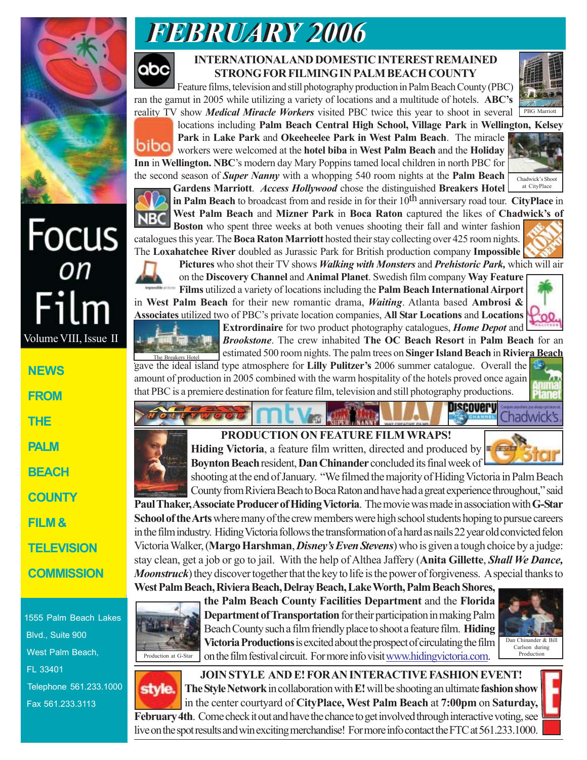# FEBRUARY 2006

Focus on Film

Volume VIII, Issue II

NEWS FROM THE PALM BEACH COUNTY FILM & TELEVISION COMMISSION

1555 Palm Beach Lakes Blvd., Suite 900
West Palm Beach, FL 33401
Telephone 561.233.1000
Fax 561.233.3113

## INTERNATIONAL AND DOMESTIC INTEREST REMAINED STRONG FOR FILMING IN PALM BEACH COUNTY

Feature films, television and still photography production in Palm Beach County (PBC) ran the gamut in 2005 while utilizing a variety of locations and a multitude of hotels. **ABC's** reality TV show ***Medical Miracle Workers*** visited PBC twice this year to shoot in several locations including **Palm Beach Central High School, Village Park** in **Wellington, Kelsey Park** in **Lake Park** and **Okeeheelee Park in West Palm Beach**. The miracle workers were welcomed at the **hotel biba** in **West Palm Beach** and the **Holiday Inn** in **Wellington. NBC**'s modern day Mary Poppins tamed local children in north PBC for the second season of ***Super Nanny*** with a whopping 540 room nights at the **Palm Beach Gardens Marriott**. ***Access Hollywood*** chose the distinguished **Breakers Hotel in Palm Beach** to broadcast from and reside in for their 10th anniversary road tour. **CityPlace** in **West Palm Beach** and **Mizner Park** in **Boca Raton** captured the likes of **Chadwick's of Boston** who spent three weeks at both venues shooting their fall and winter fashion catalogues this year. The **Boca Raton Marriott** hosted their stay collecting over 425 room nights. The **Loxahatchee River** doubled as Jurassic Park for British production company **Impossible Pictures** who shot their TV shows ***Walking with Monsters*** and ***Prehistoric Park,*** which will air on the **Discovery Channel** and **Animal Planet**. Swedish film company **Way Feature Films** utilized a variety of locations including the **Palm Beach International Airport** in **West Palm Beach** for their new romantic drama, ***Waiting***. Atlanta based **Ambrosi & Associates** utilized two of PBC's private location companies, **All Star Locations** and **Locations Extrordinaire** for two product photography catalogues, ***Home Depot*** and ***Brookstone***. The crew inhabited **The OC Beach Resort** in **Palm Beach** for an estimated 500 room nights. The palm trees on **Singer Island Beach** in **Riviera Beach** gave the ideal island type atmosphere for **Lilly Pulitzer's** 2006 summer catalogue. Overall the amount of production in 2005 combined with the warm hospitality of the hotels proved once again that PBC is a premiere destination for feature film, television and still photography productions.

PBG Marriott

Chadwick's Shoot at CityPlace

The Breakers Hotel

## PRODUCTION ON FEATURE FILM WRAPS!

**Hiding Victoria**, a feature film written, directed and produced by **Boynton Beach** resident, **Dan Chinander** concluded its final week of shooting at the end of January. "We filmed the majority of Hiding Victoria in Palm Beach County from Riviera Beach to Boca Raton and have had a great experience throughout," said **Paul Thaker, Associate Producer of Hiding Victoria**. The movie was made in association with **G-Star School of the Arts** where many of the crew members were high school students hoping to pursue careers in the film industry. Hiding Victoria follows the transformation of a hard as nails 22 year old convicted felon Victoria Walker, (**Margo Harshman**, ***Disney's Even Stevens***) who is given a tough choice by a judge: stay clean, get a job or go to jail. With the help of Althea Jaffery (**Anita Gillette**, ***Shall We Dance, Moonstruck***) they discover together that the key to life is the power of forgiveness. A special thanks to **West Palm Beach, Riviera Beach, Delray Beach, Lake Worth, Palm Beach Shores, the Palm Beach County Facilities Department** and the **Florida Department of Transportation** for their participation in making Palm Beach County such a film friendly place to shoot a feature film. **Hiding Victoria Productions** is excited about the prospect of circulating the film on the film festival circuit. For more info visit www.hidingvictoria.com.

Production at G-Star

Dan Chinander & Bill Carlson during Production

## JOIN STYLE AND E! FOR AN INTERACTIVE FASHION EVENT!

**The Style Network** in collaboration with **E!** will be shooting an ultimate **fashion show** in the center courtyard of **CityPlace, West Palm Beach** at **7:00pm** on **Saturday, February 4th**. Come check it out and have the chance to get involved through interactive voting, see live on the spot results and win exciting merchandise! For more info contact the FTC at 561.233.1000.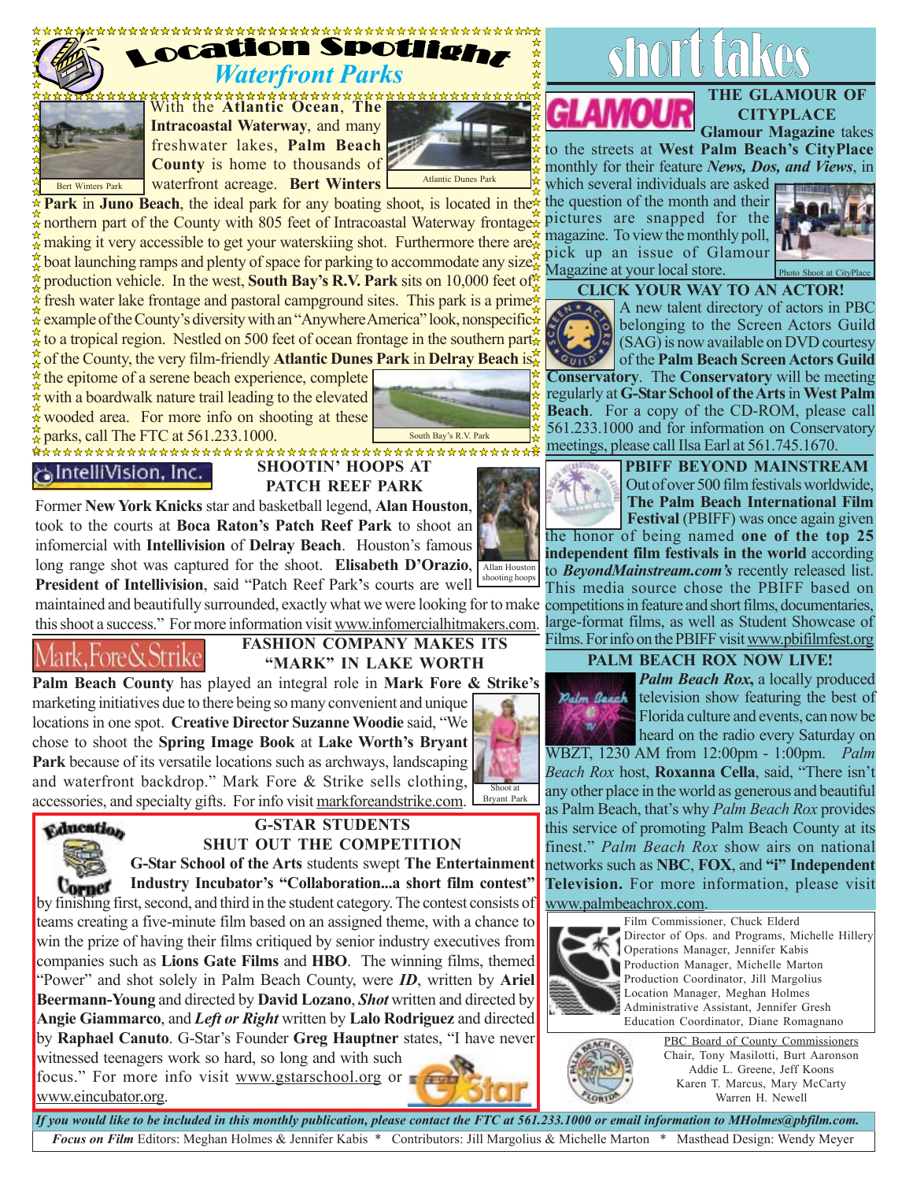# Location Spotlight

## *Waterfront Parks*

Bert Winters Park

Atlantic Dunes Park

With the **Atlantic Ocean**, **The Intracoastal Waterway**, and many freshwater lakes, **Palm Beach County** is home to thousands of waterfront acreage. **Bert Winters Park** in **Juno Beach**, the ideal park for any boating shoot, is located in the northern part of the County with 805 feet of Intracoastal Waterway frontage making it very accessible to get your waterskiing shot. Furthermore there are boat launching ramps and plenty of space for parking to accommodate any size production vehicle. In the west, **South Bay's R.V. Park** sits on 10,000 feet of fresh water lake frontage and pastoral campground sites. This park is a prime example of the County's diversity with an "Anywhere America" look, nonspecific to a tropical region. Nestled on 500 feet of ocean frontage in the southern part of the County, the very film-friendly **Atlantic Dunes Park** in **Delray Beach** is the epitome of a serene beach experience, complete with a boardwalk nature trail leading to the elevated wooded area. For more info on shooting at these parks, call The FTC at 561.233.1000.

South Bay's R.V. Park

IntelliVision, Inc.

### SHOOTIN' HOOPS AT PATCH REEF PARK

Former **New York Knicks** star and basketball legend, **Alan Houston**, took to the courts at **Boca Raton's Patch Reef Park** to shoot an infomercial with **Intellivision** of **Delray Beach**. Houston's famous long range shot was captured for the shoot. **Elisabeth D'Orazio**, **President of Intellivision**, said "Patch Reef Park's courts are well maintained and beautifully surrounded, exactly what we were looking for to make this shoot a success." For more information visit www.infomercialhitmakers.com.

Allan Houston shooting hoops

Mark, Fore & Strike

### FASHION COMPANY MAKES ITS "MARK" IN LAKE WORTH

**Palm Beach County** has played an integral role in **Mark Fore & Strike's** marketing initiatives due to there being so many convenient and unique locations in one spot. **Creative Director Suzanne Woodie** said, "We chose to shoot the **Spring Image Book** at **Lake Worth's Bryant Park** because of its versatile locations such as archways, landscaping and waterfront backdrop." Mark Fore & Strike sells clothing, accessories, and specialty gifts. For info visit markforeandstrike.com.

Shoot at Bryant Park

Education Corner

### G-STAR STUDENTS SHUT OUT THE COMPETITION

**G-Star School of the Arts** students swept **The Entertainment Industry Incubator's "Collaboration...a short film contest"** by finishing first, second, and third in the student category. The contest consists of teams creating a five-minute film based on an assigned theme, with a chance to win the prize of having their films critiqued by senior industry executives from companies such as **Lions Gate Films** and **HBO**. The winning films, themed "Power" and shot solely in Palm Beach County, were ***ID***, written by **Ariel Beermann-Young** and directed by **David Lozano**, ***Shot*** written and directed by **Angie Giammarco**, and ***Left or Right*** written by **Lalo Rodriguez** and directed by **Raphael Canuto**. G-Star's Founder **Greg Hauptner** states, "I have never witnessed teenagers work so hard, so long and with such focus." For more info visit www.gstarschool.org or www.eincubator.org.

# short takes

### THE GLAMOUR OF CITYPLACE

**Glamour Magazine** takes to the streets at **West Palm Beach's CityPlace** monthly for their feature ***News, Dos, and Views***, in which several individuals are asked the question of the month and their pictures are snapped for the magazine. To view the monthly poll, pick up an issue of Glamour Magazine at your local store.

Photo Shoot at CityPlace

### CLICK YOUR WAY TO AN ACTOR!

A new talent directory of actors in PBC belonging to the Screen Actors Guild (SAG) is now available on DVD courtesy of the **Palm Beach Screen Actors Guild Conservatory**. The **Conservatory** will be meeting regularly at **G-Star School of the Arts** in **West Palm Beach**. For a copy of the CD-ROM, please call 561.233.1000 and for information on Conservatory meetings, please call Ilsa Earl at 561.745.1670.

### PBIFF BEYOND MAINSTREAM

Out of over 500 film festivals worldwide, **The Palm Beach International Film Festival** (PBIFF) was once again given the honor of being named **one of the top 25 independent film festivals in the world** according to ***BeyondMainstream.com's*** recently released list. This media source chose the PBIFF based on competitions in feature and short films, documentaries, large-format films, as well as Student Showcase of Films. For info on the PBIFF visit www.pbifilmfest.org

### PALM BEACH ROX NOW LIVE!

***Palm Beach Rox***, a locally produced television show featuring the best of Florida culture and events, can now be heard on the radio every Saturday on WBZT, 1230 AM from 12:00pm - 1:00pm. *Palm Beach Rox* host, **Roxanna Cella**, said, "There isn't any other place in the world as generous and beautiful as Palm Beach, that's why *Palm Beach Rox* provides this service of promoting Palm Beach County at its finest." *Palm Beach Rox* show airs on national networks such as **NBC**, **FOX**, and **"i" Independent Television.** For more information, please visit www.palmbeachrox.com.

Film Commissioner, Chuck Elderd
Director of Ops. and Programs, Michelle Hillery
Operations Manager, Jennifer Kabis
Production Manager, Michelle Marton
Production Coordinator, Jill Margolius
Location Manager, Meghan Holmes
Administrative Assistant, Jennifer Gresh
Education Coordinator, Diane Romagnano

PBC Board of County Commissioners
Chair, Tony Masilotti, Burt Aaronson
Addie L. Greene, Jeff Koons
Karen T. Marcus, Mary McCarty
Warren H. Newell

*If you would like to be included in this monthly publication, please contact the FTC at 561.233.1000 or email information to MHolmes@pbfilm.com.*

*Focus on Film* Editors: Meghan Holmes & Jennifer Kabis * Contributors: Jill Margolius & Michelle Marton * Masthead Design: Wendy Meyer